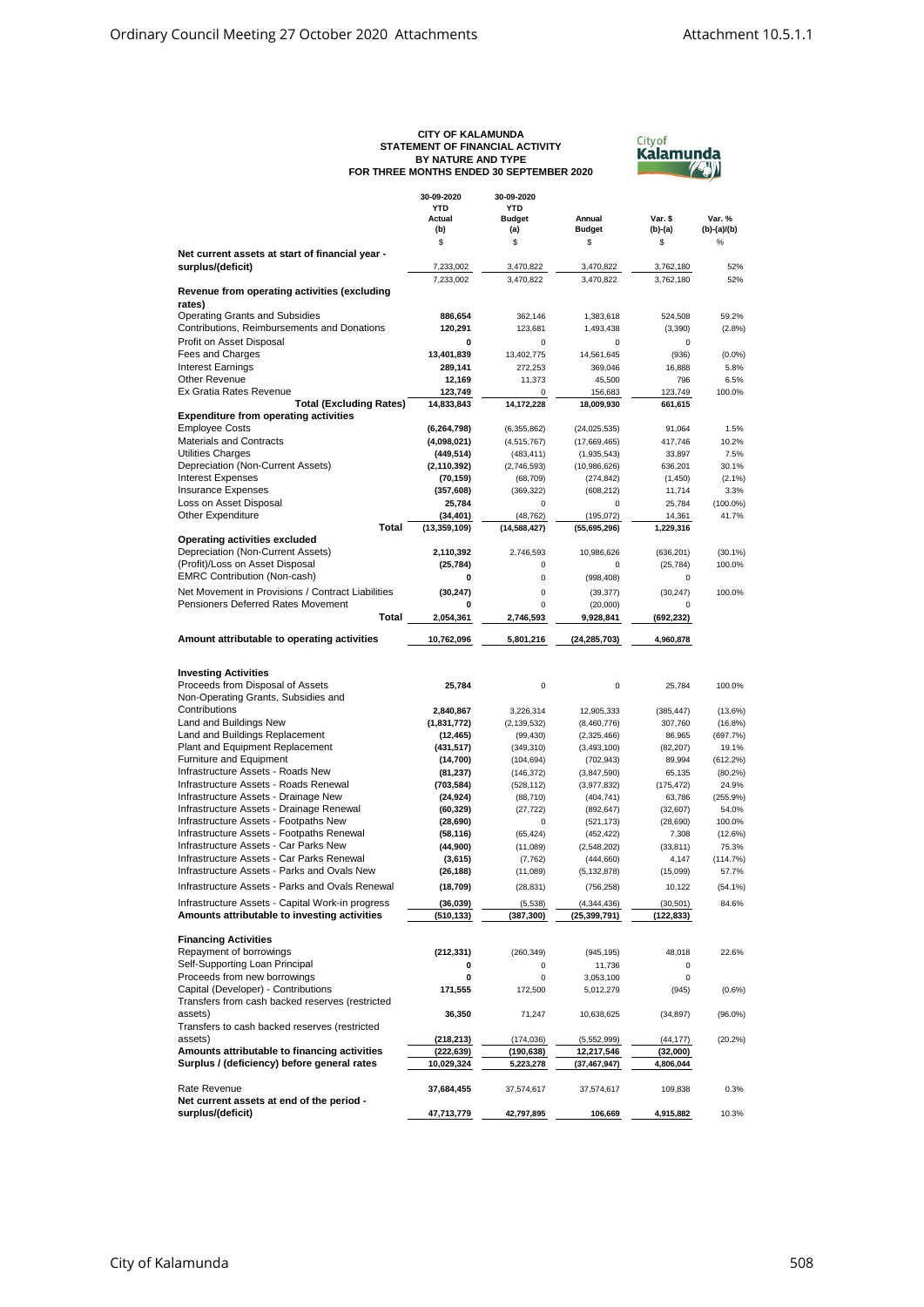# CITY OF KALAMUNDA
## STATEMENT OF FINANCIAL ACTIVITY
## BY NATURE AND TYPE
## FOR THREE MONTHS ENDED 30 SEPTEMBER 2020

| | 30-09-2020 YTD Actual (b) | 30-09-2020 YTD Budget (a) | Annual Budget | Var. $ (b)-(a) | Var. % (b)-(a)/(b) |
|---|---|---|---|---|---|
| | $ | $ | $ | $ | % |
| **Net current assets at start of financial year - surplus/(deficit)** | 7,233,002 | 3,470,822 | 3,470,822 | 3,762,180 | 52% |
| | 7,233,002 | 3,470,822 | 3,470,822 | 3,762,180 | 52% |
| **Revenue from operating activities (excluding rates)** | | | | | |
| Operating Grants and Subsidies | **886,654** | 362,146 | 1,383,618 | 524,508 | 59.2% |
| Contributions, Reimbursements and Donations | **120,291** | 123,681 | 1,493,438 | (3,390) | (2.8%) |
| Profit on Asset Disposal | **0** | 0 | 0 | 0 | |
| Fees and Charges | **13,401,839** | 13,402,775 | 14,561,645 | (936) | (0.0%) |
| Interest Earnings | **289,141** | 272,253 | 369,046 | 16,888 | 5.8% |
| Other Revenue | **12,169** | 11,373 | 45,500 | 796 | 6.5% |
| Ex Gratia Rates Revenue | **123,749** | 0 | 156,683 | 123,749 | 100.0% |
| **Total (Excluding Rates)** | **14,833,843** | 14,172,228 | 18,009,930 | 661,615 | |
| **Expenditure from operating activities** | | | | | |
| Employee Costs | **(6,264,798)** | (6,355,862) | (24,025,535) | 91,064 | 1.5% |
| Materials and Contracts | **(4,098,021)** | (4,515,767) | (17,669,465) | 417,746 | 10.2% |
| Utilities Charges | **(449,514)** | (483,411) | (1,935,543) | 33,897 | 7.5% |
| Depreciation (Non-Current Assets) | **(2,110,392)** | (2,746,593) | (10,986,626) | 636,201 | 30.1% |
| Interest Expenses | **(70,159)** | (68,709) | (274,842) | (1,450) | (2.1%) |
| Insurance Expenses | **(357,608)** | (369,322) | (608,212) | 11,714 | 3.3% |
| Loss on Asset Disposal | **25,784** | 0 | 0 | 25,784 | (100.0%) |
| Other Expenditure | **(34,401)** | (48,762) | (195,072) | 14,361 | 41.7% |
| **Total** | **(13,359,109)** | **(14,588,427)** | **(55,695,296)** | **1,229,316** | |
| **Operating activities excluded** | | | | | |
| Depreciation (Non-Current Assets) | **2,110,392** | 2,746,593 | 10,986,626 | (636,201) | (30.1%) |
| (Profit)/Loss on Asset Disposal | **(25,784)** | 0 | 0 | (25,784) | 100.0% |
| EMRC Contribution (Non-cash) | **0** | 0 | (998,408) | 0 | |
| Net Movement in Provisions / Contract Liabilities | **(30,247)** | 0 | (39,377) | (30,247) | 100.0% |
| Pensioners Deferred Rates Movement | **0** | 0 | (20,000) | 0 | |
| **Total** | **2,054,361** | **2,746,593** | **9,928,841** | **(692,232)** | |
| **Amount attributable to operating activities** | **10,762,096** | **5,801,216** | **(24,285,703)** | **4,960,878** | |
| **Investing Activities** | | | | | |
| Proceeds from Disposal of Assets | **25,784** | 0 | 0 | 25,784 | 100.0% |
| Non-Operating Grants, Subsidies and Contributions | **2,840,867** | 3,226,314 | 12,905,333 | (385,447) | (13.6%) |
| Land and Buildings New | **(1,831,772)** | (2,139,532) | (8,460,776) | 307,760 | (16.8%) |
| Land and Buildings Replacement | **(12,465)** | (99,430) | (2,325,466) | 86,965 | (697.7%) |
| Plant and Equipment Replacement | **(431,517)** | (349,310) | (3,493,100) | (82,207) | 19.1% |
| Furniture and Equipment | **(14,700)** | (104,694) | (702,943) | 89,994 | (612.2%) |
| Infrastructure Assets - Roads New | **(81,237)** | (146,372) | (3,847,590) | 65,135 | (80.2%) |
| Infrastructure Assets - Roads Renewal | **(703,584)** | (528,112) | (3,977,832) | (175,472) | 24.9% |
| Infrastructure Assets - Drainage New | **(24,924)** | (88,710) | (404,741) | 63,786 | (255.9%) |
| Infrastructure Assets - Drainage Renewal | **(60,329)** | (27,722) | (892,647) | (32,607) | 54.0% |
| Infrastructure Assets - Footpaths New | **(28,690)** | 0 | (521,173) | (28,690) | 100.0% |
| Infrastructure Assets - Footpaths Renewal | **(58,116)** | (65,424) | (452,422) | 7,308 | (12.6%) |
| Infrastructure Assets - Car Parks New | **(44,900)** | (11,089) | (2,548,202) | (33,811) | 75.3% |
| Infrastructure Assets - Car Parks Renewal | **(3,615)** | (7,762) | (444,660) | 4,147 | (114.7%) |
| Infrastructure Assets - Parks and Ovals New | **(26,188)** | (11,089) | (5,132,878) | (15,099) | 57.7% |
| Infrastructure Assets - Parks and Ovals Renewal | **(18,709)** | (28,831) | (756,258) | 10,122 | (54.1%) |
| Infrastructure Assets - Capital Work-in progress | **(36,039)** | (5,538) | (4,344,436) | (30,501) | 84.6% |
| **Amounts attributable to investing activities** | **(510,133)** | **(387,300)** | **(25,399,791)** | **(122,833)** | |
| **Financing Activities** | | | | | |
| Repayment of borrowings | **(212,331)** | (260,349) | (945,195) | 48,018 | 22.6% |
| Self-Supporting Loan Principal | **0** | 0 | 11,736 | 0 | |
| Proceeds from new borrowings | **0** | 0 | 3,053,100 | 0 | |
| Capital (Developer) - Contributions | **171,555** | 172,500 | 5,012,279 | (945) | (0.6%) |
| Transfers from cash backed reserves (restricted assets) | **36,350** | 71,247 | 10,638,625 | (34,897) | (96.0%) |
| Transfers to cash backed reserves (restricted assets) | **(218,213)** | (174,036) | (5,552,999) | (44,177) | (20.2%) |
| **Amounts attributable to financing activities** | **(222,639)** | **(190,638)** | **12,217,546** | **(32,000)** | |
| **Surplus / (deficiency) before general rates** | **10,029,324** | **5,223,278** | **(37,467,947)** | **4,806,044** | |
| Rate Revenue | **37,684,455** | 37,574,617 | 37,574,617 | 109,838 | 0.3% |
| **Net current assets at end of the period - surplus/(deficit)** | **47,713,779** | **42,797,895** | **106,669** | **4,915,882** | 10.3% |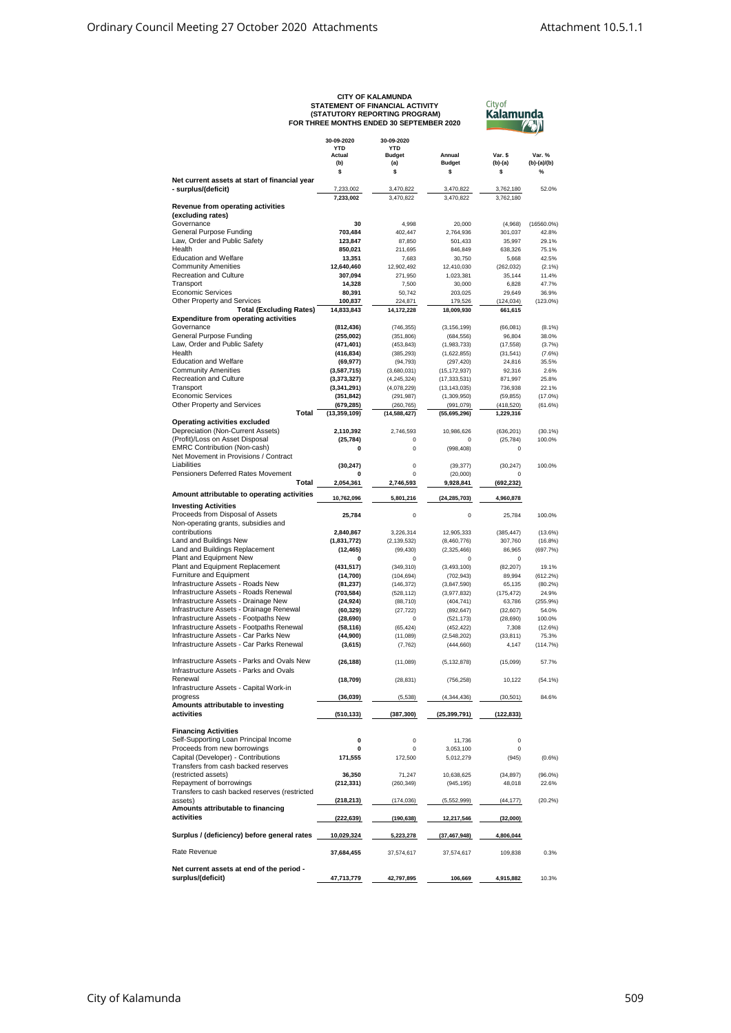# CITY OF KALAMUNDA
## STATEMENT OF FINANCIAL ACTIVITY
## (STATUTORY REPORTING PROGRAM)
## FOR THREE MONTHS ENDED 30 SEPTEMBER 2020

| | 30-09-2020 YTD Actual (b) $ | 30-09-2020 YTD Budget (a) $ | Annual Budget $ | Var. $ (b)-(a) $ | Var. % (b)-(a)/(b) % |
|---|---|---|---|---|---|
| **Net current assets at start of financial year - surplus/(deficit)** | 7,233,002 | 3,470,822 | 3,470,822 | 3,762,180 | 52.0% |
| | 7,233,002 | 3,470,822 | 3,470,822 | 3,762,180 | |
| **Revenue from operating activities (excluding rates)** | | | | | |
| Governance | **30** | 4,998 | 20,000 | (4,968) | (16560.0%) |
| General Purpose Funding | **703,484** | 402,447 | 2,764,936 | 301,037 | 42.8% |
| Law, Order and Public Safety | **123,847** | 87,850 | 501,433 | 35,997 | 29.1% |
| Health | **850,021** | 211,695 | 846,849 | 638,326 | 75.1% |
| Education and Welfare | **13,351** | 7,683 | 30,750 | 5,668 | 42.5% |
| Community Amenities | **12,640,460** | 12,902,492 | 12,410,030 | (262,032) | (2.1%) |
| Recreation and Culture | **307,094** | 271,950 | 1,023,381 | 35,144 | 11.4% |
| Transport | **14,328** | 7,500 | 30,000 | 6,828 | 47.7% |
| Economic Services | **80,391** | 50,742 | 203,025 | 29,649 | 36.9% |
| Other Property and Services | **100,837** | 224,871 | 179,526 | (124,034) | (123.0%) |
| **Total (Excluding Rates)** | **14,833,843** | 14,172,228 | 18,009,930 | 661,615 | |
| **Expenditure from operating activities** | | | | | |
| Governance | **(812,436)** | (746,355) | (3,156,199) | (66,081) | (8.1%) |
| General Purpose Funding | **(255,002)** | (351,806) | (684,556) | 96,804 | 38.0% |
| Law, Order and Public Safety | **(471,401)** | (453,843) | (1,983,733) | (17,558) | (3.7%) |
| Health | **(416,834)** | (385,293) | (1,622,855) | (31,541) | (7.6%) |
| Education and Welfare | **(69,977)** | (94,793) | (297,420) | 24,816 | 35.5% |
| Community Amenities | **(3,587,715)** | (3,680,031) | (15,172,937) | 92,316 | 2.6% |
| Recreation and Culture | **(3,373,327)** | (4,245,324) | (17,333,531) | 871,997 | 25.8% |
| Transport | **(3,341,291)** | (4,078,229) | (13,143,035) | 736,938 | 22.1% |
| Economic Services | **(351,842)** | (291,987) | (1,309,950) | (59,855) | (17.0%) |
| Other Property and Services | **(679,285)** | (260,765) | (991,079) | (418,520) | (61.6%) |
| **Total** | **(13,359,109)** | **(14,588,427)** | **(55,695,296)** | **1,229,316** | |
| **Operating activities excluded** | | | | | |
| Depreciation (Non-Current Assets) | **2,110,392** | 2,746,593 | 10,986,626 | (636,201) | (30.1%) |
| (Profit)/Loss on Asset Disposal | **(25,784)** | 0 | 0 | (25,784) | 100.0% |
| EMRC Contribution (Non-cash) | **0** | 0 | (998,408) | 0 | |
| Net Movement in Provisions / Contract Liabilities | **(30,247)** | 0 | (39,377) | (30,247) | 100.0% |
| Pensioners Deferred Rates Movement | **0** | 0 | (20,000) | 0 | |
| **Total** | **2,054,361** | **2,746,593** | **9,928,841** | **(692,232)** | |
| **Amount attributable to operating activities** | **10,762,096** | **5,801,216** | **(24,285,703)** | **4,960,878** | |
| **Investing Activities** | | | | | |
| Proceeds from Disposal of Assets | **25,784** | 0 | 0 | 25,784 | 100.0% |
| Non-operating grants, subsidies and contributions | **2,840,867** | 3,226,314 | 12,905,333 | (385,447) | (13.6%) |
| Land and Buildings New | **(1,831,772)** | (2,139,532) | (8,460,776) | 307,760 | (16.8%) |
| Land and Buildings Replacement | **(12,465)** | (99,430) | (2,325,466) | 86,965 | (697.7%) |
| Plant and Equipment New | **0** | 0 | 0 | 0 | |
| Plant and Equipment Replacement | **(431,517)** | (349,310) | (3,493,100) | (82,207) | 19.1% |
| Furniture and Equipment | **(14,700)** | (104,694) | (702,943) | 89,994 | (612.2%) |
| Infrastructure Assets - Roads New | **(81,237)** | (146,372) | (3,847,590) | 65,135 | (80.2%) |
| Infrastructure Assets - Roads Renewal | **(703,584)** | (528,112) | (3,977,832) | (175,472) | 24.9% |
| Infrastructure Assets - Drainage New | **(24,924)** | (88,710) | (404,741) | 63,786 | (255.9%) |
| Infrastructure Assets - Drainage Renewal | **(60,329)** | (27,722) | (892,647) | (32,607) | 54.0% |
| Infrastructure Assets - Footpaths New | **(28,690)** | 0 | (521,173) | (28,690) | 100.0% |
| Infrastructure Assets - Footpaths Renewal | **(58,116)** | (65,424) | (452,422) | 7,308 | (12.6%) |
| Infrastructure Assets - Car Parks New | **(44,900)** | (11,089) | (2,548,202) | (33,811) | 75.3% |
| Infrastructure Assets - Car Parks Renewal | **(3,615)** | (7,762) | (444,660) | 4,147 | (114.7%) |
| Infrastructure Assets - Parks and Ovals New | **(26,188)** | (11,089) | (5,132,878) | (15,099) | 57.7% |
| Infrastructure Assets - Parks and Ovals Renewal | **(18,709)** | (28,831) | (756,258) | 10,122 | (54.1%) |
| Infrastructure Assets - Capital Work-in progress | **(36,039)** | (5,538) | (4,344,436) | (30,501) | 84.6% |
| **Amounts attributable to investing activities** | **(510,133)** | **(387,300)** | **(25,399,791)** | **(122,833)** | |
| **Financing Activities** | | | | | |
| Self-Supporting Loan Principal Income | **0** | 0 | 11,736 | 0 | |
| Proceeds from new borrowings | **0** | 0 | 3,053,100 | 0 | |
| Capital (Developer) - Contributions | **171,555** | 172,500 | 5,012,279 | (945) | (0.6%) |
| Transfers from cash backed reserves (restricted assets) | **36,350** | 71,247 | 10,638,625 | (34,897) | (96.0%) |
| Repayment of borrowings | **(212,331)** | (260,349) | (945,195) | 48,018 | 22.6% |
| Transfers to cash backed reserves (restricted assets) | **(218,213)** | (174,036) | (5,552,999) | (44,177) | (20.2%) |
| **Amounts attributable to financing activities** | **(222,639)** | **(190,638)** | **12,217,546** | **(32,000)** | |
| **Surplus / (deficiency) before general rates** | **10,029,324** | **5,223,278** | **(37,467,948)** | **4,806,044** | |
| Rate Revenue | **37,684,455** | 37,574,617 | 37,574,617 | 109,838 | 0.3% |
| **Net current assets at end of the period - surplus/(deficit)** | **47,713,779** | **42,797,895** | **106,669** | **4,915,882** | 10.3% |